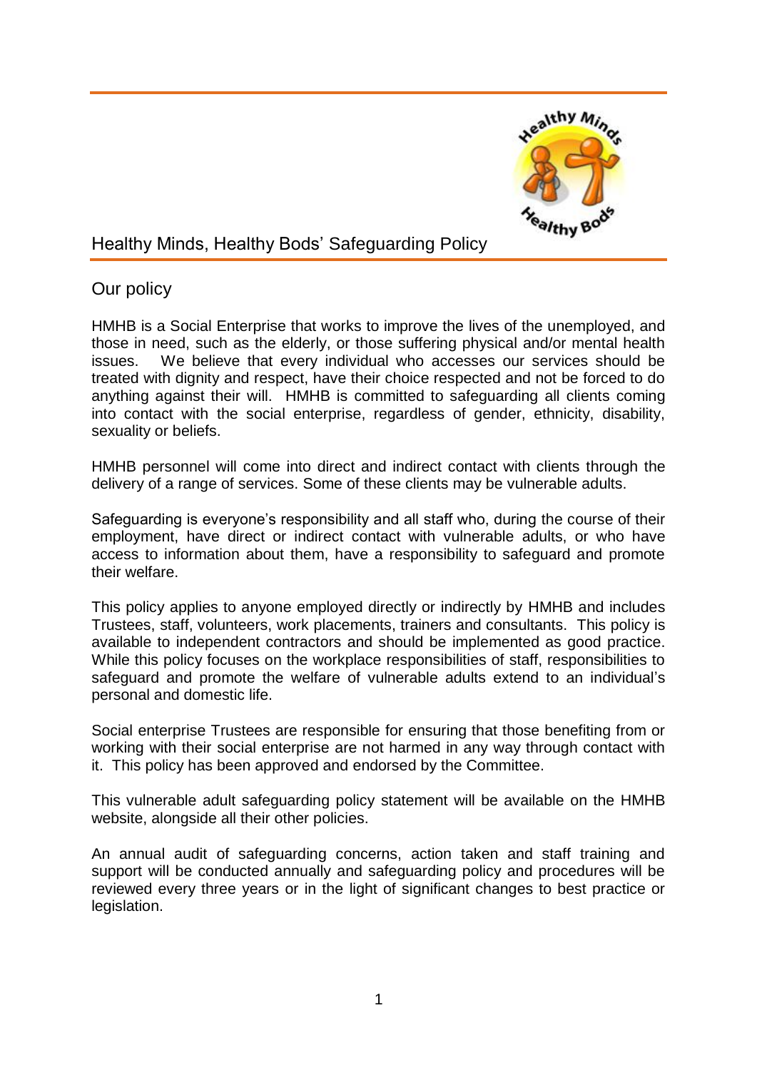# Healthy Minds, Healthy Bods' Safeguarding Policy

## Our policy

HMHB is a Social Enterprise that works to improve the lives of the unemployed, and those in need, such as the elderly, or those suffering physical and/or mental health issues. We believe that every individual who accesses our services should be treated with dignity and respect, have their choice respected and not be forced to do anything against their will. HMHB is committed to safeguarding all clients coming into contact with the social enterprise, regardless of gender, ethnicity, disability, sexuality or beliefs.

HMHB personnel will come into direct and indirect contact with clients through the delivery of a range of services. Some of these clients may be vulnerable adults.

Safeguarding is everyone's responsibility and all staff who, during the course of their employment, have direct or indirect contact with vulnerable adults, or who have access to information about them, have a responsibility to safeguard and promote their welfare.

This policy applies to anyone employed directly or indirectly by HMHB and includes Trustees, staff, volunteers, work placements, trainers and consultants. This policy is available to independent contractors and should be implemented as good practice. While this policy focuses on the workplace responsibilities of staff, responsibilities to safeguard and promote the welfare of vulnerable adults extend to an individual's personal and domestic life.

Social enterprise Trustees are responsible for ensuring that those benefiting from or working with their social enterprise are not harmed in any way through contact with it. This policy has been approved and endorsed by the Committee.

This vulnerable adult safeguarding policy statement will be available on the HMHB website, alongside all their other policies.

An annual audit of safeguarding concerns, action taken and staff training and support will be conducted annually and safeguarding policy and procedures will be reviewed every three years or in the light of significant changes to best practice or legislation.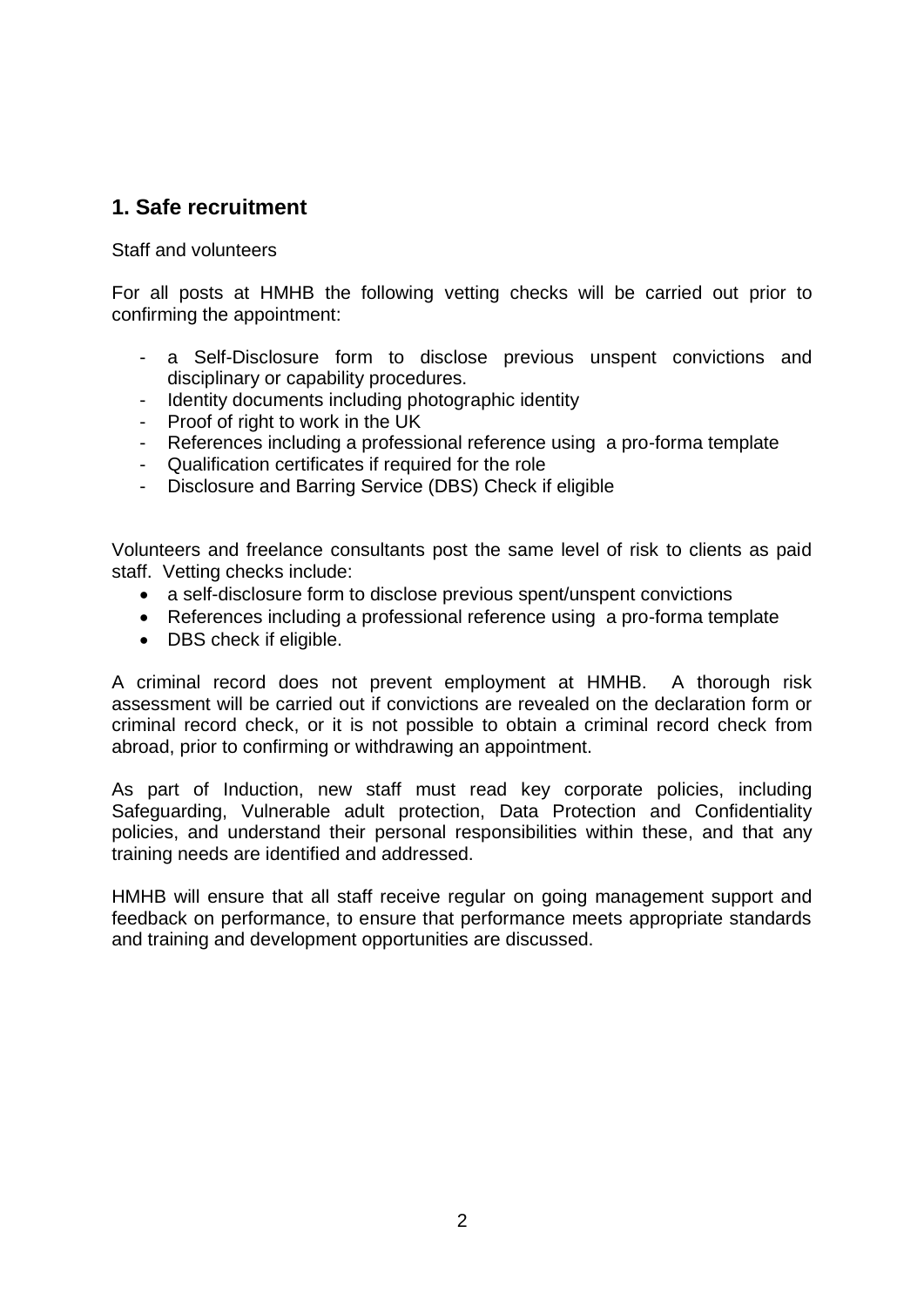## 1. Safe recruitment

Staff and volunteers

For all posts at HMHB the following vetting checks will be carried out prior to confirming the appointment:

- a Self-Disclosure form to disclose previous unspent convictions and disciplinary or capability procedures.
- Identity documents including photographic identity
- Proof of right to work in the UK
- References including a professional reference using a pro-forma template
- Qualification certificates if required for the role
- Disclosure and Barring Service (DBS) Check if eligible

Volunteers and freelance consultants post the same level of risk to clients as paid staff. Vetting checks include:

- a self-disclosure form to disclose previous spent/unspent convictions
- References including a professional reference using a pro-forma template
- DBS check if eligible.

A criminal record does not prevent employment at HMHB. A thorough risk assessment will be carried out if convictions are revealed on the declaration form or criminal record check, or it is not possible to obtain a criminal record check from abroad, prior to confirming or withdrawing an appointment.

As part of Induction, new staff must read key corporate policies, including Safeguarding, Vulnerable adult protection, Data Protection and Confidentiality policies, and understand their personal responsibilities within these, and that any training needs are identified and addressed.

HMHB will ensure that all staff receive regular on going management support and feedback on performance, to ensure that performance meets appropriate standards and training and development opportunities are discussed.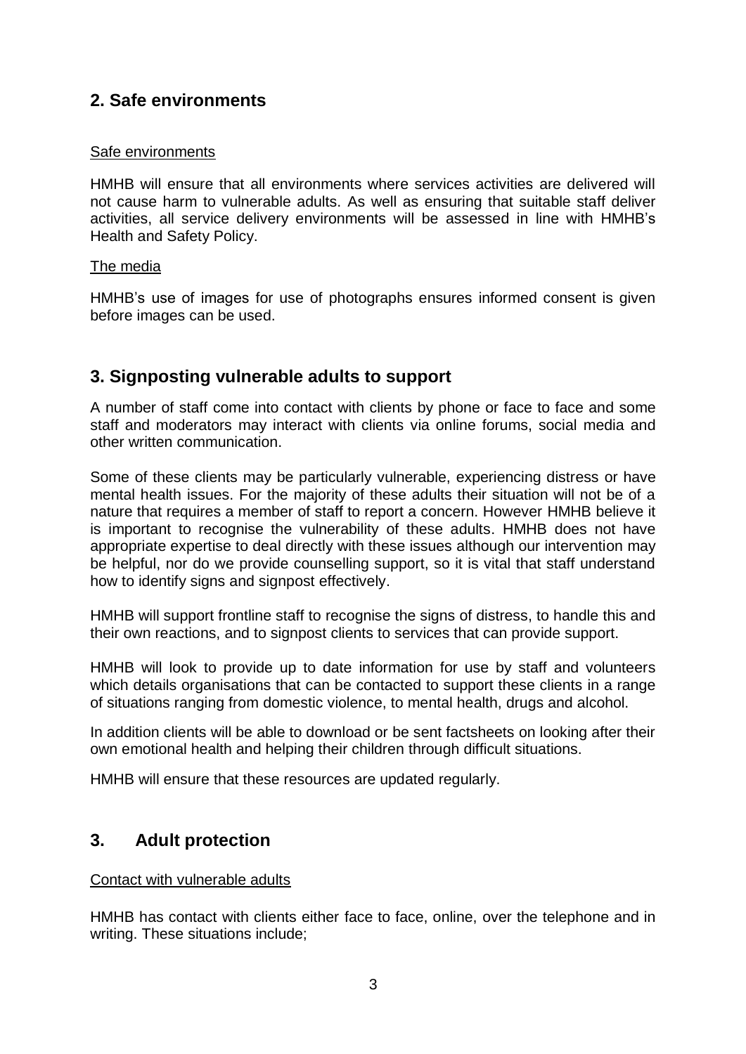## 2. Safe environments

Safe environments

HMHB will ensure that all environments where services activities are delivered will not cause harm to vulnerable adults. As well as ensuring that suitable staff deliver activities, all service delivery environments will be assessed in line with HMHB's Health and Safety Policy.

The media

HMHB's use of images for use of photographs ensures informed consent is given before images can be used.

## 3. Signposting vulnerable adults to support

A number of staff come into contact with clients by phone or face to face and some staff and moderators may interact with clients via online forums, social media and other written communication.

Some of these clients may be particularly vulnerable, experiencing distress or have mental health issues. For the majority of these adults their situation will not be of a nature that requires a member of staff to report a concern. However HMHB believe it is important to recognise the vulnerability of these adults. HMHB does not have appropriate expertise to deal directly with these issues although our intervention may be helpful, nor do we provide counselling support, so it is vital that staff understand how to identify signs and signpost effectively.

HMHB will support frontline staff to recognise the signs of distress, to handle this and their own reactions, and to signpost clients to services that can provide support.

HMHB will look to provide up to date information for use by staff and volunteers which details organisations that can be contacted to support these clients in a range of situations ranging from domestic violence, to mental health, drugs and alcohol.

In addition clients will be able to download or be sent factsheets on looking after their own emotional health and helping their children through difficult situations.

HMHB will ensure that these resources are updated regularly.

## 3. Adult protection

Contact with vulnerable adults

HMHB has contact with clients either face to face, online, over the telephone and in writing. These situations include;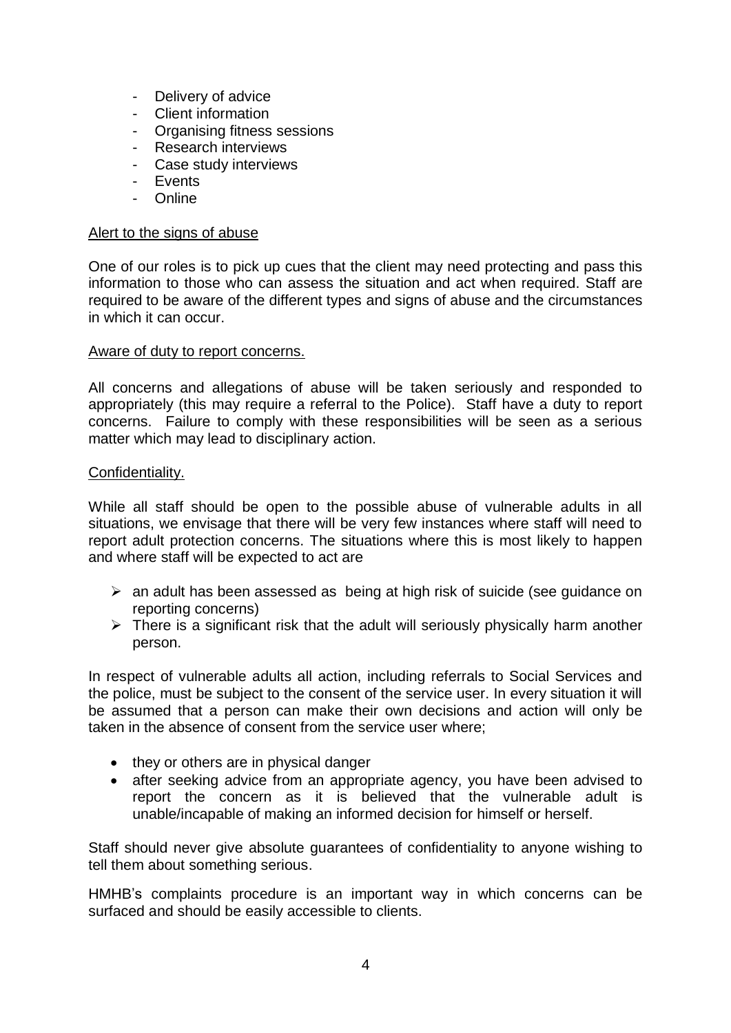- Delivery of advice
- Client information
- Organising fitness sessions
- Research interviews
- Case study interviews
- Events
- Online

Alert to the signs of abuse

One of our roles is to pick up cues that the client may need protecting and pass this information to those who can assess the situation and act when required. Staff are required to be aware of the different types and signs of abuse and the circumstances in which it can occur.

Aware of duty to report concerns.

All concerns and allegations of abuse will be taken seriously and responded to appropriately (this may require a referral to the Police). Staff have a duty to report concerns. Failure to comply with these responsibilities will be seen as a serious matter which may lead to disciplinary action.

Confidentiality.

While all staff should be open to the possible abuse of vulnerable adults in all situations, we envisage that there will be very few instances where staff will need to report adult protection concerns. The situations where this is most likely to happen and where staff will be expected to act are

- an adult has been assessed as being at high risk of suicide (see guidance on reporting concerns)
- There is a significant risk that the adult will seriously physically harm another person.

In respect of vulnerable adults all action, including referrals to Social Services and the police, must be subject to the consent of the service user. In every situation it will be assumed that a person can make their own decisions and action will only be taken in the absence of consent from the service user where;

- they or others are in physical danger
- after seeking advice from an appropriate agency, you have been advised to report the concern as it is believed that the vulnerable adult is unable/incapable of making an informed decision for himself or herself.

Staff should never give absolute guarantees of confidentiality to anyone wishing to tell them about something serious.

HMHB's complaints procedure is an important way in which concerns can be surfaced and should be easily accessible to clients.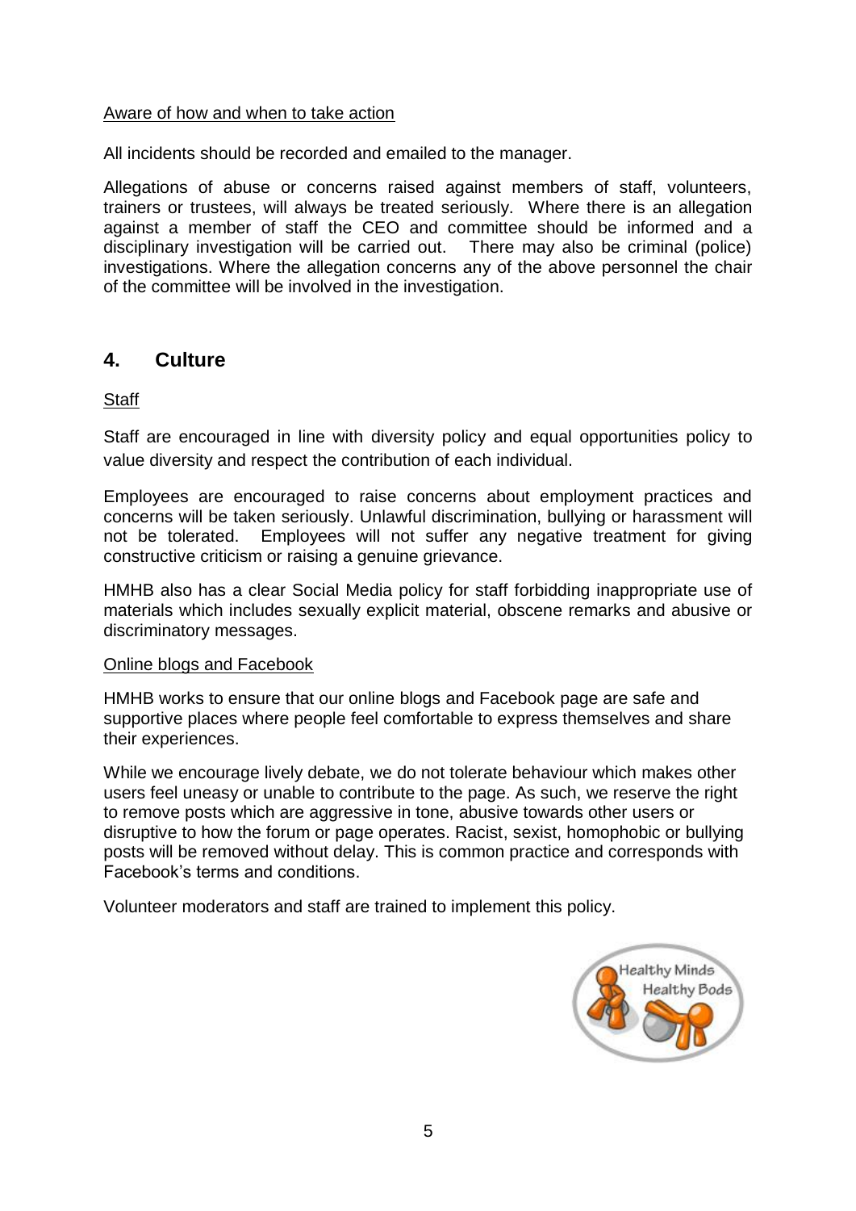Aware of how and when to take action

All incidents should be recorded and emailed to the manager.

Allegations of abuse or concerns raised against members of staff, volunteers, trainers or trustees, will always be treated seriously. Where there is an allegation against a member of staff the CEO and committee should be informed and a disciplinary investigation will be carried out. There may also be criminal (police) investigations. Where the allegation concerns any of the above personnel the chair of the committee will be involved in the investigation.

## 4. Culture

Staff

Staff are encouraged in line with diversity policy and equal opportunities policy to value diversity and respect the contribution of each individual.

Employees are encouraged to raise concerns about employment practices and concerns will be taken seriously. Unlawful discrimination, bullying or harassment will not be tolerated. Employees will not suffer any negative treatment for giving constructive criticism or raising a genuine grievance.

HMHB also has a clear Social Media policy for staff forbidding inappropriate use of materials which includes sexually explicit material, obscene remarks and abusive or discriminatory messages.

Online blogs and Facebook

HMHB works to ensure that our online blogs and Facebook page are safe and supportive places where people feel comfortable to express themselves and share their experiences.

While we encourage lively debate, we do not tolerate behaviour which makes other users feel uneasy or unable to contribute to the page. As such, we reserve the right to remove posts which are aggressive in tone, abusive towards other users or disruptive to how the forum or page operates. Racist, sexist, homophobic or bullying posts will be removed without delay. This is common practice and corresponds with Facebook's terms and conditions.

Volunteer moderators and staff are trained to implement this policy.

Healthy Minds Healthy Bods